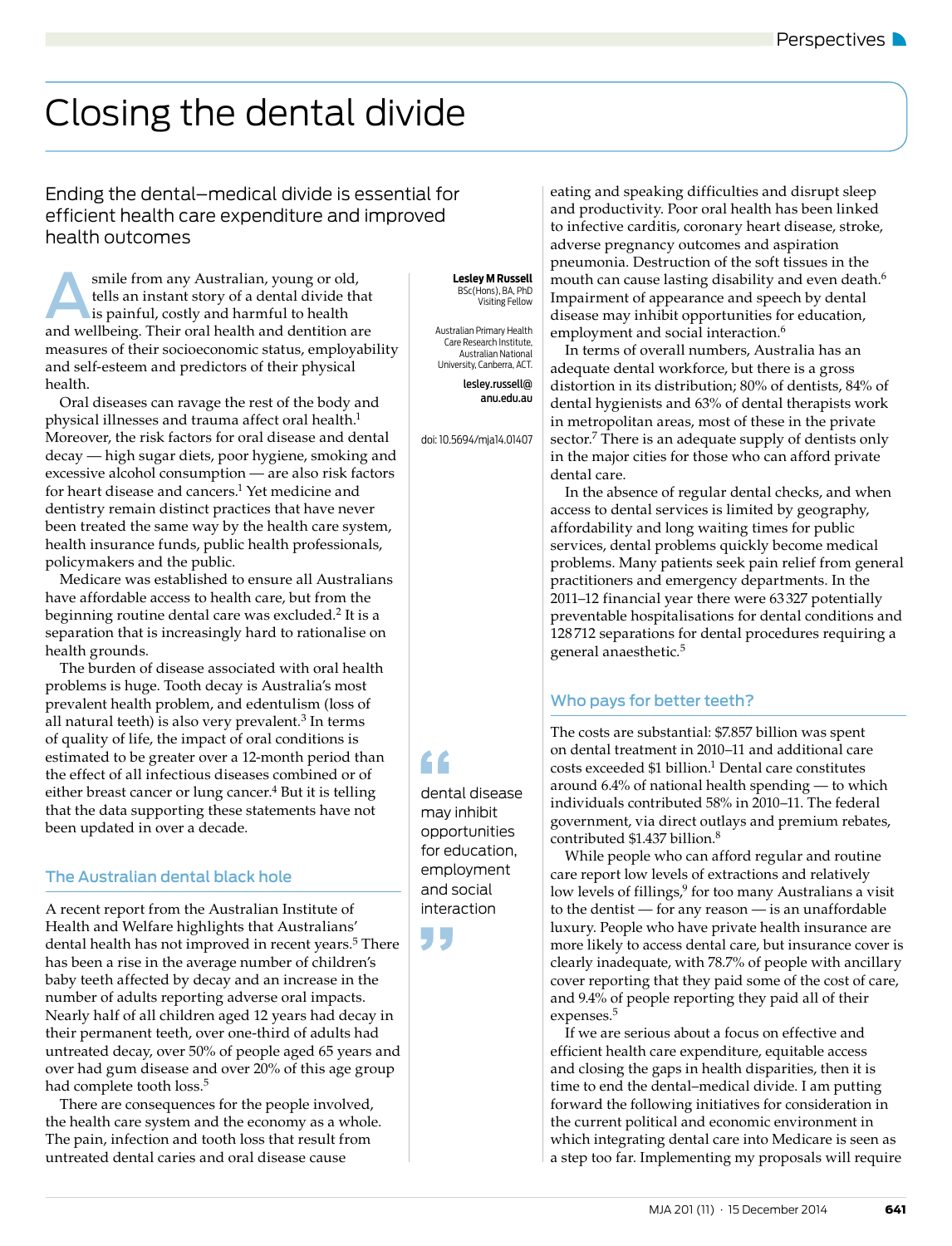# Closing the dental divide

## Ending the dental–medical divide is essential for efficient health care expenditure and improved health outcomes

**Lesley M Russell**
BSc(Hons), BA, PhD
Visiting Fellow

Australian Primary Health Care Research Institute, Australian National University, Canberra, ACT.

lesley.russell@anu.edu.au

doi: 10.5694/mja14.01407

A smile from any Australian, young or old, tells an instant story of a dental divide that is painful, costly and harmful to health and wellbeing. Their oral health and dentition are measures of their socioeconomic status, employability and self-esteem and predictors of their physical health.

Oral diseases can ravage the rest of the body and physical illnesses and trauma affect oral health.[1] Moreover, the risk factors for oral disease and dental decay — high sugar diets, poor hygiene, smoking and excessive alcohol consumption — are also risk factors for heart disease and cancers.[1] Yet medicine and dentistry remain distinct practices that have never been treated the same way by the health care system, health insurance funds, public health professionals, policymakers and the public.

Medicare was established to ensure all Australians have affordable access to health care, but from the beginning routine dental care was excluded.[2] It is a separation that is increasingly hard to rationalise on health grounds.

The burden of disease associated with oral health problems is huge. Tooth decay is Australia's most prevalent health problem, and edentulism (loss of all natural teeth) is also very prevalent.[3] In terms of quality of life, the impact of oral conditions is estimated to be greater over a 12-month period than the effect of all infectious diseases combined or of either breast cancer or lung cancer.[4] But it is telling that the data supporting these statements have not been updated in over a decade.

### The Australian dental black hole

A recent report from the Australian Institute of Health and Welfare highlights that Australians' dental health has not improved in recent years.[5] There has been a rise in the average number of children's baby teeth affected by decay and an increase in the number of adults reporting adverse oral impacts. Nearly half of all children aged 12 years had decay in their permanent teeth, over one-third of adults had untreated decay, over 50% of people aged 65 years and over had gum disease and over 20% of this age group had complete tooth loss.[5]

There are consequences for the people involved, the health care system and the economy as a whole. The pain, infection and tooth loss that result from untreated dental caries and oral disease cause eating and speaking difficulties and disrupt sleep and productivity. Poor oral health has been linked to infective carditis, coronary heart disease, stroke, adverse pregnancy outcomes and aspiration pneumonia. Destruction of the soft tissues in the mouth can cause lasting disability and even death.[6] Impairment of appearance and speech by dental disease may inhibit opportunities for education, employment and social interaction.[6]

> "dental disease may inhibit opportunities for education, employment and social interaction"

In terms of overall numbers, Australia has an adequate dental workforce, but there is a gross distortion in its distribution; 80% of dentists, 84% of dental hygienists and 63% of dental therapists work in metropolitan areas, most of these in the private sector.[7] There is an adequate supply of dentists only in the major cities for those who can afford private dental care.

In the absence of regular dental checks, and when access to dental services is limited by geography, affordability and long waiting times for public services, dental problems quickly become medical problems. Many patients seek pain relief from general practitioners and emergency departments. In the 2011–12 financial year there were 63327 potentially preventable hospitalisations for dental conditions and 128712 separations for dental procedures requiring a general anaesthetic.[5]

### Who pays for better teeth?

The costs are substantial: $7.857 billion was spent on dental treatment in 2010–11 and additional care costs exceeded $1 billion.[1] Dental care constitutes around 6.4% of national health spending — to which individuals contributed 58% in 2010–11. The federal government, via direct outlays and premium rebates, contributed $1.437 billion.[8]

While people who can afford regular and routine care report low levels of extractions and relatively low levels of fillings,[9] for too many Australians a visit to the dentist — for any reason — is an unaffordable luxury. People who have private health insurance are more likely to access dental care, but insurance cover is clearly inadequate, with 78.7% of people with ancillary cover reporting that they paid some of the cost of care, and 9.4% of people reporting they paid all of their expenses.[5]

If we are serious about a focus on effective and efficient health care expenditure, equitable access and closing the gaps in health disparities, then it is time to end the dental–medical divide. I am putting forward the following initiatives for consideration in the current political and economic environment in which integrating dental care into Medicare is seen as a step too far. Implementing my proposals will require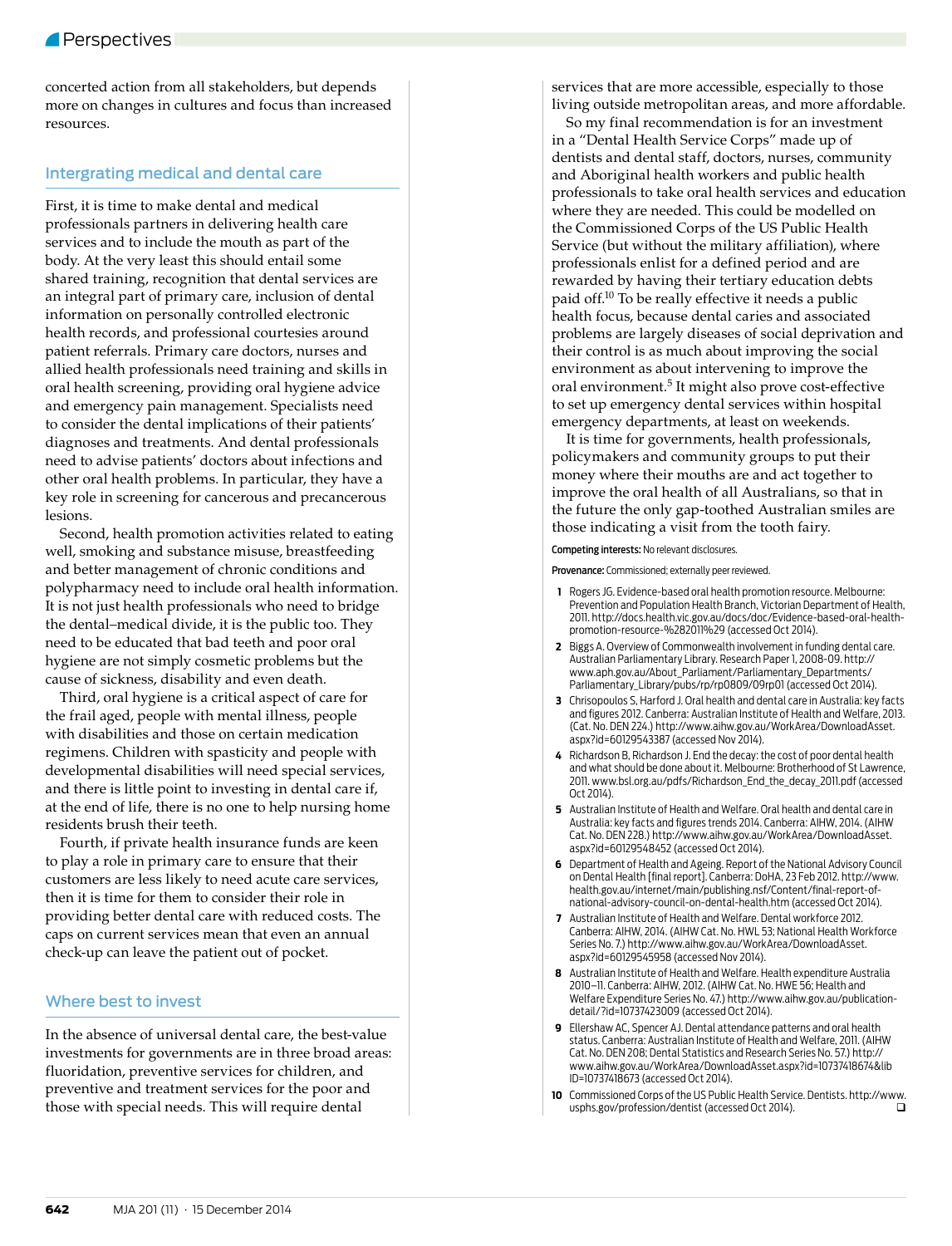concerted action from all stakeholders, but depends more on changes in cultures and focus than increased resources.

## Intergrating medical and dental care

First, it is time to make dental and medical professionals partners in delivering health care services and to include the mouth as part of the body. At the very least this should entail some shared training, recognition that dental services are an integral part of primary care, inclusion of dental information on personally controlled electronic health records, and professional courtesies around patient referrals. Primary care doctors, nurses and allied health professionals need training and skills in oral health screening, providing oral hygiene advice and emergency pain management. Specialists need to consider the dental implications of their patients' diagnoses and treatments. And dental professionals need to advise patients' doctors about infections and other oral health problems. In particular, they have a key role in screening for cancerous and precancerous lesions.

Second, health promotion activities related to eating well, smoking and substance misuse, breastfeeding and better management of chronic conditions and polypharmacy need to include oral health information. It is not just health professionals who need to bridge the dental–medical divide, it is the public too. They need to be educated that bad teeth and poor oral hygiene are not simply cosmetic problems but the cause of sickness, disability and even death.

Third, oral hygiene is a critical aspect of care for the frail aged, people with mental illness, people with disabilities and those on certain medication regimens. Children with spasticity and people with developmental disabilities will need special services, and there is little point to investing in dental care if, at the end of life, there is no one to help nursing home residents brush their teeth.

Fourth, if private health insurance funds are keen to play a role in primary care to ensure that their customers are less likely to need acute care services, then it is time for them to consider their role in providing better dental care with reduced costs. The caps on current services mean that even an annual check-up can leave the patient out of pocket.

## Where best to invest

In the absence of universal dental care, the best-value investments for governments are in three broad areas: fluoridation, preventive services for children, and preventive and treatment services for the poor and those with special needs. This will require dental services that are more accessible, especially to those living outside metropolitan areas, and more affordable.

So my final recommendation is for an investment in a "Dental Health Service Corps" made up of dentists and dental staff, doctors, nurses, community and Aboriginal health workers and public health professionals to take oral health services and education where they are needed. This could be modelled on the Commissioned Corps of the US Public Health Service (but without the military affiliation), where professionals enlist for a defined period and are rewarded by having their tertiary education debts paid off.[10] To be really effective it needs a public health focus, because dental caries and associated problems are largely diseases of social deprivation and their control is as much about improving the social environment as about intervening to improve the oral environment.[5] It might also prove cost-effective to set up emergency dental services within hospital emergency departments, at least on weekends.

It is time for governments, health professionals, policymakers and community groups to put their money where their mouths are and act together to improve the oral health of all Australians, so that in the future the only gap-toothed Australian smiles are those indicating a visit from the tooth fairy.

**Competing interests:** No relevant disclosures.

**Provenance:** Commissioned; externally peer reviewed.

1. Rogers JG. Evidence-based oral health promotion resource. Melbourne: Prevention and Population Health Branch, Victorian Department of Health, 2011. http://docs.health.vic.gov.au/docs/doc/Evidence-based-oral-health-promotion-resource-%282011%29 (accessed Oct 2014).
2. Biggs A. Overview of Commonwealth involvement in funding dental care. Australian Parliamentary Library. Research Paper 1, 2008-09. http://www.aph.gov.au/About_Parliament/Parliamentary_Departments/Parliamentary_Library/pubs/rp/rp0809/09rp01 (accessed Oct 2014).
3. Chrisopoulos S, Harford J. Oral health and dental care in Australia: key facts and figures 2012. Canberra: Australian Institute of Health and Welfare, 2013. (Cat. No. DEN 224.) http://www.aihw.gov.au/WorkArea/DownloadAsset.aspx?id=60129543387 (accessed Nov 2014).
4. Richardson B, Richardson J. End the decay: the cost of poor dental health and what should be done about it. Melbourne: Brotherhood of St Lawrence, 2011. www.bsl.org.au/pdfs/Richardson_End_the_decay_2011.pdf (accessed Oct 2014).
5. Australian Institute of Health and Welfare. Oral health and dental care in Australia: key facts and figures trends 2014. Canberra: AIHW, 2014. (AIHW Cat. No. DEN 228.) http://www.aihw.gov.au/WorkArea/DownloadAsset.aspx?id=60129548452 (accessed Oct 2014).
6. Department of Health and Ageing. Report of the National Advisory Council on Dental Health [final report]. Canberra: DoHA, 23 Feb 2012. http://www.health.gov.au/internet/main/publishing.nsf/Content/final-report-of-national-advisory-council-on-dental-health.htm (accessed Oct 2014).
7. Australian Institute of Health and Welfare. Dental workforce 2012. Canberra: AIHW, 2014. (AIHW Cat. No. HWL 53; National Health Workforce Series No. 7.) http://www.aihw.gov.au/WorkArea/DownloadAsset.aspx?id=60129545958 (accessed Nov 2014).
8. Australian Institute of Health and Welfare. Health expenditure Australia 2010–11. Canberra: AIHW, 2012. (AIHW Cat. No. HWE 56; Health and Welfare Expenditure Series No. 47.) http://www.aihw.gov.au/publication-detail/?id=10737423009 (accessed Oct 2014).
9. Ellershaw AC, Spencer AJ. Dental attendance patterns and oral health status. Canberra: Australian Institute of Health and Welfare, 2011. (AIHW Cat. No. DEN 208; Dental Statistics and Research Series No. 57.) http://www.aihw.gov.au/WorkArea/DownloadAsset.aspx?id=10737418674&libID=10737418673 (accessed Oct 2014).
10. Commissioned Corps of the US Public Health Service. Dentists. http://www.usphs.gov/profession/dentist (accessed Oct 2014).